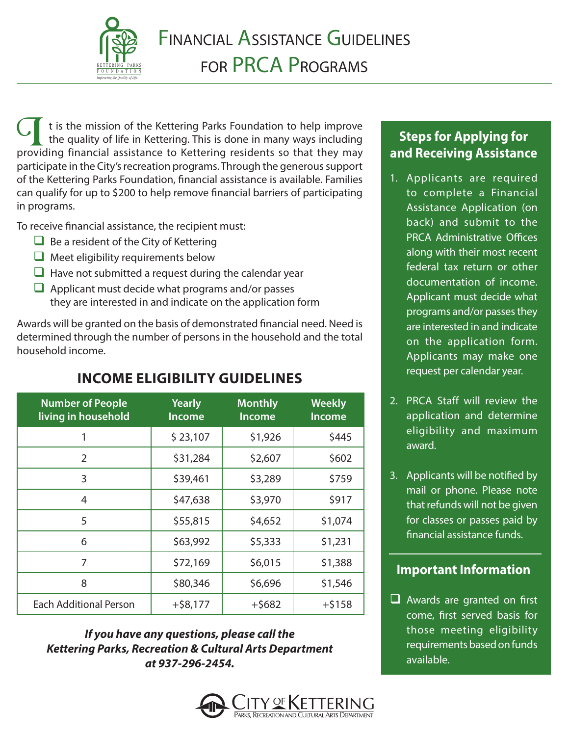# Financial Assistance Guidelines for PRCA Programs

It is the mission of the Kettering Parks Foundation to help improve the quality of life in Kettering. This is done in many ways including providing financial assistance to Kettering residents so that they may participate in the City's recreation programs. Through the generous support of the Kettering Parks Foundation, financial assistance is available. Families can qualify for up to $200 to help remove financial barriers of participating in programs.

To receive financial assistance, the recipient must:

- ❑ Be a resident of the City of Kettering
- ❑ Meet eligibility requirements below
- ❑ Have not submitted a request during the calendar year
- ❑ Applicant must decide what programs and/or passes they are interested in and indicate on the application form

Awards will be granted on the basis of demonstrated financial need. Need is determined through the number of persons in the household and the total household income.

## INCOME ELIGIBILITY GUIDELINES

| Number of People living in household | Yearly Income | Monthly Income | Weekly Income |
|---|---|---|---|
| 1 | $ 23,107 | $1,926 | $445 |
| 2 | $31,284 | $2,607 | $602 |
| 3 | $39,461 | $3,289 | $759 |
| 4 | $47,638 | $3,970 | $917 |
| 5 | $55,815 | $4,652 | $1,074 |
| 6 | $63,992 | $5,333 | $1,231 |
| 7 | $72,169 | $6,015 | $1,388 |
| 8 | $80,346 | $6,696 | $1,546 |
| Each Additional Person | +$8,177 | +$682 | +$158 |

***If you have any questions, please call the Kettering Parks, Recreation & Cultural Arts Department at 937-296-2454.***

## Steps for Applying for and Receiving Assistance

1. Applicants are required to complete a Financial Assistance Application (on back) and submit to the PRCA Administrative Offices along with their most recent federal tax return or other documentation of income. Applicant must decide what programs and/or passes they are interested in and indicate on the application form. Applicants may make one request per calendar year.
2. PRCA Staff will review the application and determine eligibility and maximum award.
3. Applicants will be notified by mail or phone. Please note that refunds will not be given for classes or passes paid by financial assistance funds.

## Important Information

- ❑ Awards are granted on first come, first served basis for those meeting eligibility requirements based on funds available.

City of Kettering
Parks, Recreation and Cultural Arts Department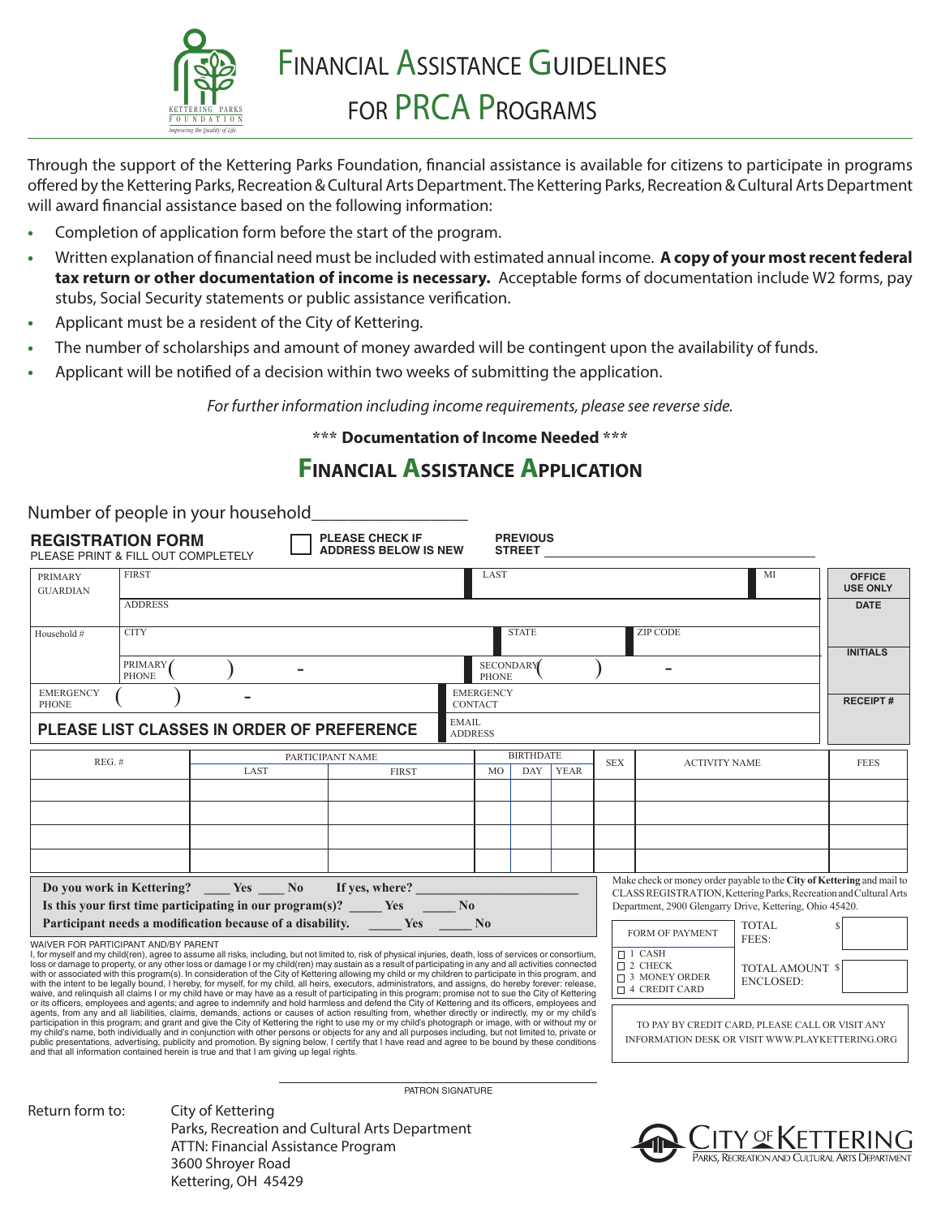# Financial Assistance Guidelines for PRCA Programs

Through the support of the Kettering Parks Foundation, financial assistance is available for citizens to participate in programs offered by the Kettering Parks, Recreation & Cultural Arts Department. The Kettering Parks, Recreation & Cultural Arts Department will award financial assistance based on the following information:

- Completion of application form before the start of the program.
- Written explanation of financial need must be included with estimated annual income. **A copy of your most recent federal tax return or other documentation of income is necessary.** Acceptable forms of documentation include W2 forms, pay stubs, Social Security statements or public assistance verification.
- Applicant must be a resident of the City of Kettering.
- The number of scholarships and amount of money awarded will be contingent upon the availability of funds.
- Applicant will be notified of a decision within two weeks of submitting the application.

*For further information including income requirements, please see reverse side.*

**\*\*\* Documentation of Income Needed \*\*\***

## Financial Assistance Application

Number of people in your household________________

**REGISTRATION FORM**
PLEASE PRINT & FILL OUT COMPLETELY

☐ **PLEASE CHECK IF ADDRESS BELOW IS NEW** **PREVIOUS STREET** ____________________

| | | | | |
|---|---|---|---|---|
| PRIMARY GUARDIAN | FIRST | LAST | MI | **OFFICE USE ONLY** |
| | ADDRESS | | | **DATE** |
| Household # | CITY | STATE | ZIP CODE | **INITIALS** |
| | PRIMARY PHONE ( ) - | SECONDARY PHONE ( ) - | | |
| EMERGENCY PHONE ( ) - | | EMERGENCY CONTACT | | **RECEIPT #** |
| **PLEASE LIST CLASSES IN ORDER OF PREFERENCE** | | EMAIL ADDRESS | | |

| REG. # | PARTICIPANT NAME | | BIRTHDATE | | | SEX | ACTIVITY NAME | FEES |
|---|---|---|---|---|---|---|---|---|
| | LAST | FIRST | MO | DAY | YEAR | | | |
| | | | | | | | | |
| | | | | | | | | |
| | | | | | | | | |
| | | | | | | | | |

**Do you work in Kettering?** ____ **Yes** ____ **No** **If yes, where?** ________________________
**Is this your first time participating in our program(s)?** _____ **Yes** _____ **No**
**Participant needs a modification because of a disability.** _____ **Yes** _____ **No**

Make check or money order payable to the **City of Kettering** and mail to CLASS REGISTRATION, Kettering Parks, Recreation and Cultural Arts Department, 2900 Glengarry Drive, Kettering, Ohio 45420.

| FORM OF PAYMENT | | |
|---|---|---|
| ☐ 1 CASH<br>☐ 2 CHECK<br>☐ 3 MONEY ORDER<br>☐ 4 CREDIT CARD | TOTAL FEES: | $ |
| | TOTAL AMOUNT ENCLOSED: | $ |

TO PAY BY CREDIT CARD, PLEASE CALL OR VISIT ANY INFORMATION DESK OR VISIT WWW.PLAYKETTERING.ORG

WAIVER FOR PARTICIPANT AND/OR PARENT

I, for myself and my child(ren), agree to assume all risks, including, but not limited to, risk of physical injuries, death, loss of services or consortium, loss or damage to property, or any other loss or damage I or my child(ren) may sustain as a result of participating in any and all activities connected with or associated with this program(s). In consideration of the City of Kettering allowing my child or my children to participate in this program, and with the intent to be legally bound, I hereby, for myself, for my child, all heirs, executors, administrators, and assigns, do hereby forever: release, waive, and relinquish all claims I or my child have or may have as a result of participating in this program; promise not to sue the City of Kettering or its officers, employees and agents; and agree to indemnify and hold harmless and defend the City of Kettering and its officers, employees and agents, from any and all liabilities, claims, demands, actions or causes of action resulting from, whether directly or indirectly, my or my child's participation in this program; and grant and give the City of Kettering the right to use my or my child's photograph or image, with or without my or my child's name, both individually and in conjunction with other persons or objects for any and all purposes including, but not limited to, private or public presentations, advertising, publicity and promotion. By signing below, I certify that I have read and agree to be bound by these conditions and that all information contained herein is true and that I am giving up legal rights.

______________________________
PATRON SIGNATURE

Return form to:
City of Kettering
Parks, Recreation and Cultural Arts Department
ATTN: Financial Assistance Program
3600 Shroyer Road
Kettering, OH 45429

City of Kettering
Parks, Recreation and Cultural Arts Department